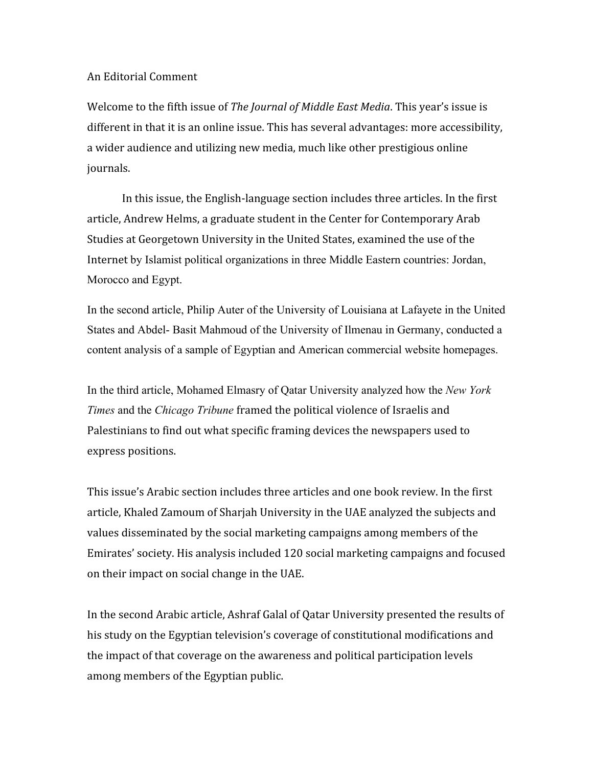An Editorial Comment

Welcome to the fifth issue of *The Journal of Middle East Media*. This year's issue is different in that it is an online issue. This has several advantages: more accessibility, a wider audience and utilizing new media, much like other prestigious online journals.

In this issue, the English-language section includes three articles. In the first article, Andrew Helms, a graduate student in the Center for Contemporary Arab Studies at Georgetown University in the United States, examined the use of the Internet by Islamist political organizations in three Middle Eastern countries: Jordan, Morocco and Egypt.

In the second article, Philip Auter of the University of Louisiana at Lafayete in the United States and Abdel- Basit Mahmoud of the University of Ilmenau in Germany, conducted a content analysis of a sample of Egyptian and American commercial website homepages.

In the third article, Mohamed Elmasry of Qatar University analyzed how the *New York Times* and the *Chicago Tribune* framed the political violence of Israelis and Palestinians to find out what specific framing devices the newspapers used to express positions.

This issue's Arabic section includes three articles and one book review. In the first article, Khaled Zamoum of Sharjah University in the UAE analyzed the subjects and values disseminated by the social marketing campaigns among members of the Emirates' society. His analysis included 120 social marketing campaigns and focused on their impact on social change in the UAE.

In the second Arabic article, Ashraf Galal of Qatar University presented the results of his study on the Egyptian television's coverage of constitutional modifications and the impact of that coverage on the awareness and political participation levels among members of the Egyptian public.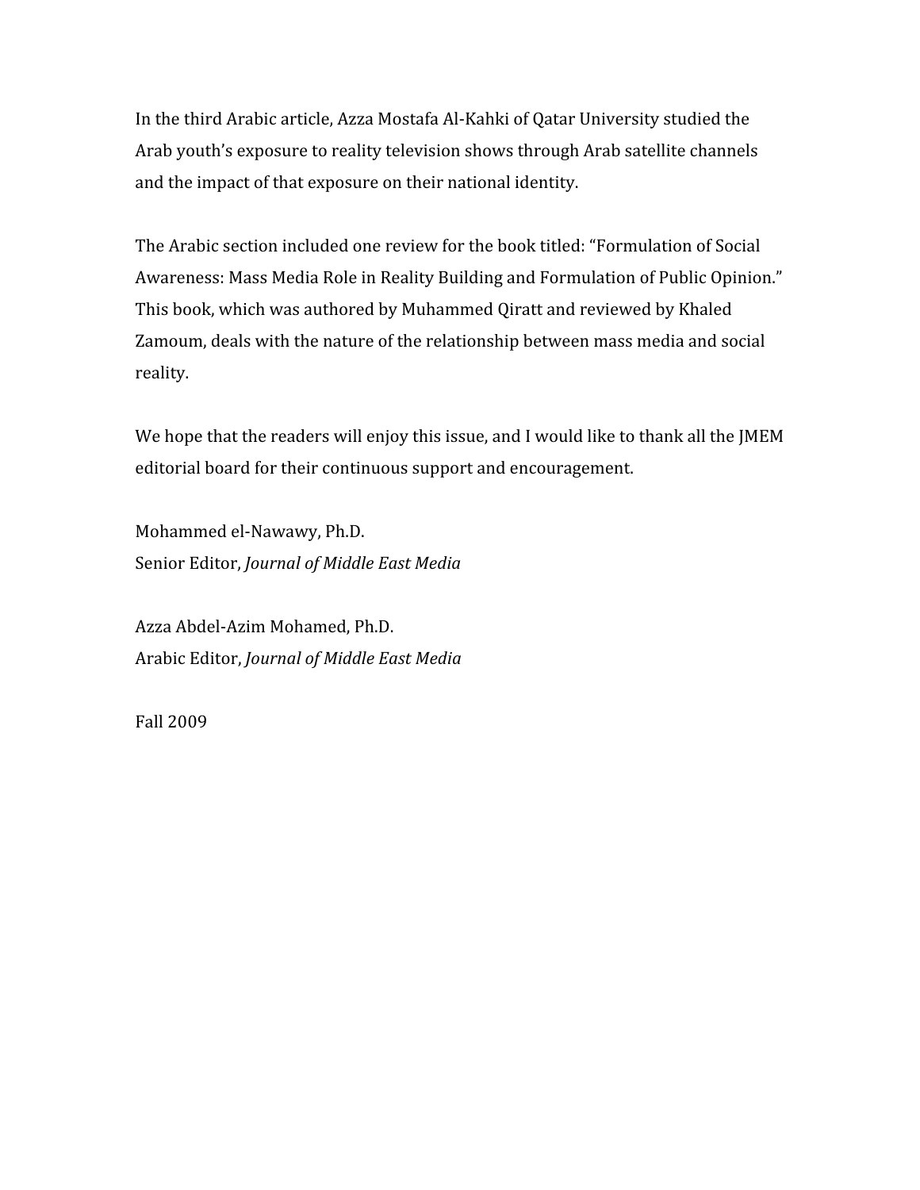In the third Arabic article, Azza Mostafa Al-Kahki of Qatar University studied the Arab youth's exposure to reality television shows through Arab satellite channels and the impact of that exposure on their national identity.

The Arabic section included one review for the book titled: "Formulation of Social Awareness: Mass Media Role in Reality Building and Formulation of Public Opinion." This book, which was authored by Muhammed Qiratt and reviewed by Khaled Zamoum, deals with the nature of the relationship between mass media and social reality.

We hope that the readers will enjoy this issue, and I would like to thank all the JMEM editorial board for their continuous support and encouragement.

Mohammed el-Nawawy, Ph.D.
Senior Editor, *Journal of Middle East Media*

Azza Abdel-Azim Mohamed, Ph.D.
Arabic Editor, *Journal of Middle East Media*

Fall 2009